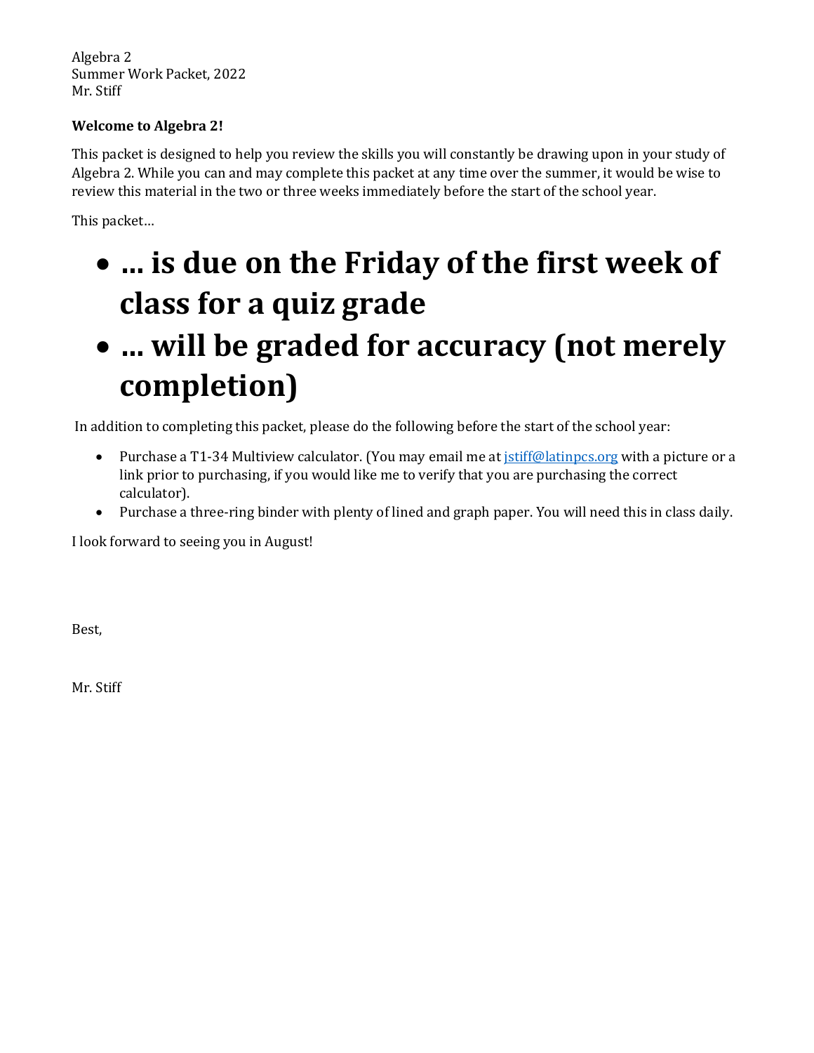Algebra 2
Summer Work Packet, 2022
Mr. Stiff

**Welcome to Algebra 2!**

This packet is designed to help you review the skills you will constantly be drawing upon in your study of Algebra 2. While you can and may complete this packet at any time over the summer, it would be wise to review this material in the two or three weeks immediately before the start of the school year.

This packet…

- **… is due on the Friday of the first week of class for a quiz grade**
- **… will be graded for accuracy (not merely completion)**

In addition to completing this packet, please do the following before the start of the school year:

- Purchase a T1-34 Multiview calculator. (You may email me at jstiff@latinpcs.org with a picture or a link prior to purchasing, if you would like me to verify that you are purchasing the correct calculator).
- Purchase a three-ring binder with plenty of lined and graph paper. You will need this in class daily.

I look forward to seeing you in August!

Best,

Mr. Stiff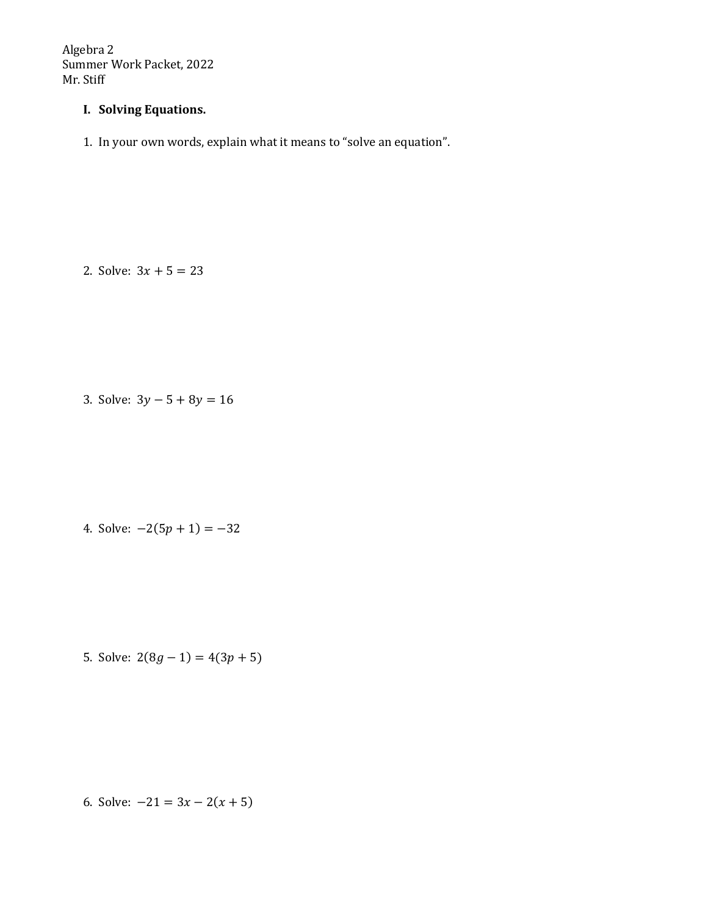Algebra 2
Summer Work Packet, 2022
Mr. Stiff

## I. Solving Equations.

1. In your own words, explain what it means to “solve an equation”.

2. Solve: $3x + 5 = 23$

3. Solve: $3y - 5 + 8y = 16$

4. Solve: $-2(5p + 1) = -32$

5. Solve: $2(8g - 1) = 4(3p + 5)$

6. Solve: $-21 = 3x - 2(x + 5)$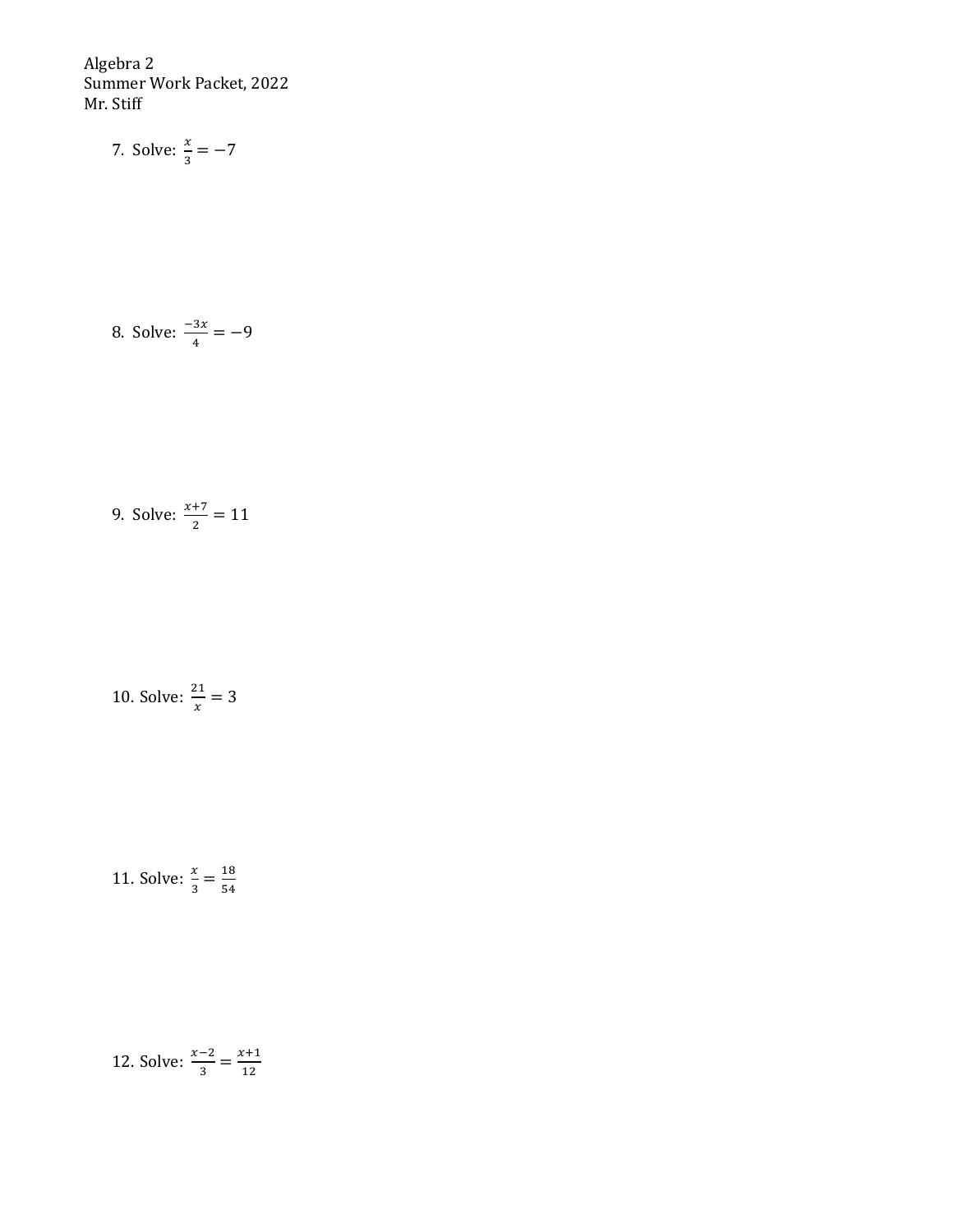Algebra 2
Summer Work Packet, 2022
Mr. Stiff

7. Solve: $\frac{x}{3} = -7$

8. Solve: $\frac{-3x}{4} = -9$

9. Solve: $\frac{x+7}{2} = 11$

10. Solve: $\frac{21}{x} = 3$

11. Solve: $\frac{x}{3} = \frac{18}{54}$

12. Solve: $\frac{x-2}{3} = \frac{x+1}{12}$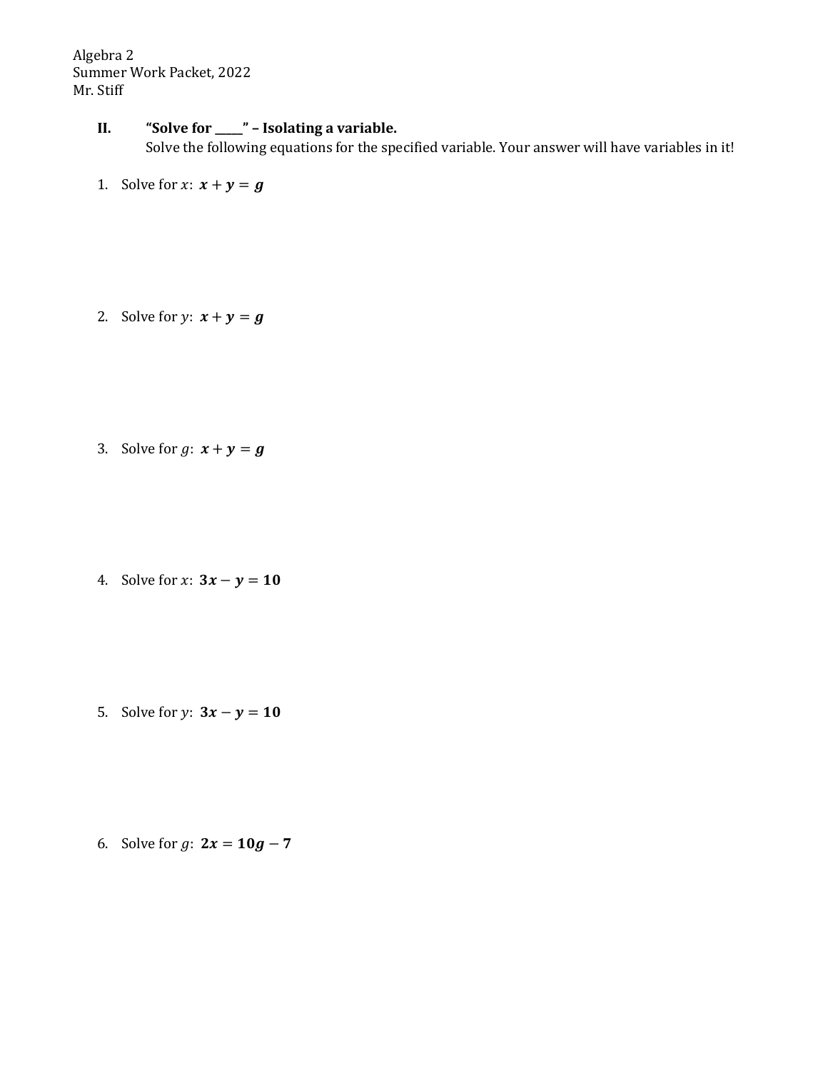Algebra 2
Summer Work Packet, 2022
Mr. Stiff

## II. "Solve for ____" – Isolating a variable.

Solve the following equations for the specified variable. Your answer will have variables in it!

1. Solve for $x$: $\boldsymbol{x + y = g}$

2. Solve for $y$: $\boldsymbol{x + y = g}$

3. Solve for $g$: $\boldsymbol{x + y = g}$

4. Solve for $x$: $\boldsymbol{3x - y = 10}$

5. Solve for $y$: $\boldsymbol{3x - y = 10}$

6. Solve for $g$: $\boldsymbol{2x = 10g - 7}$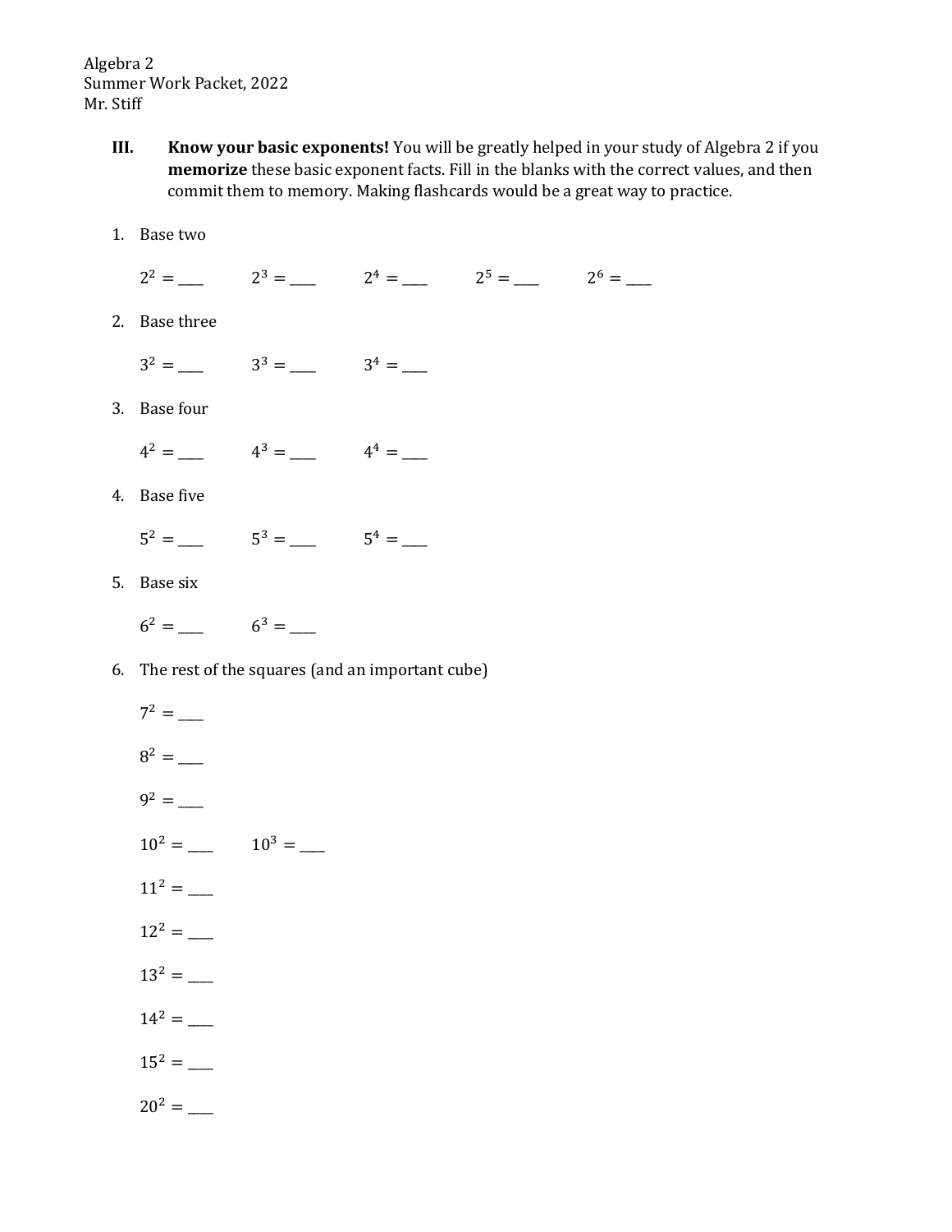Algebra 2
Summer Work Packet, 2022
Mr. Stiff

**III.** **Know your basic exponents!** You will be greatly helped in your study of Algebra 2 if you **memorize** these basic exponent facts. Fill in the blanks with the correct values, and then commit them to memory. Making flashcards would be a great way to practice.

1. Base two

   $2^2 =$ ____ $2^3 =$ ____ $2^4 =$ ____ $2^5 =$ ____ $2^6 =$ ____

2. Base three

   $3^2 =$ ____ $3^3 =$ ____ $3^4 =$ ____

3. Base four

   $4^2 =$ ____ $4^3 =$ ____ $4^4 =$ ____

4. Base five

   $5^2 =$ ____ $5^3 =$ ____ $5^4 =$ ____

5. Base six

   $6^2 =$ ____ $6^3 =$ ____

6. The rest of the squares (and an important cube)

   $7^2 =$ ____

   $8^2 =$ ____

   $9^2 =$ ____

   $10^2 =$ ____ $10^3 =$ ____

   $11^2 =$ ____

   $12^2 =$ ____

   $13^2 =$ ____

   $14^2 =$ ____

   $15^2 =$ ____

   $20^2 =$ ____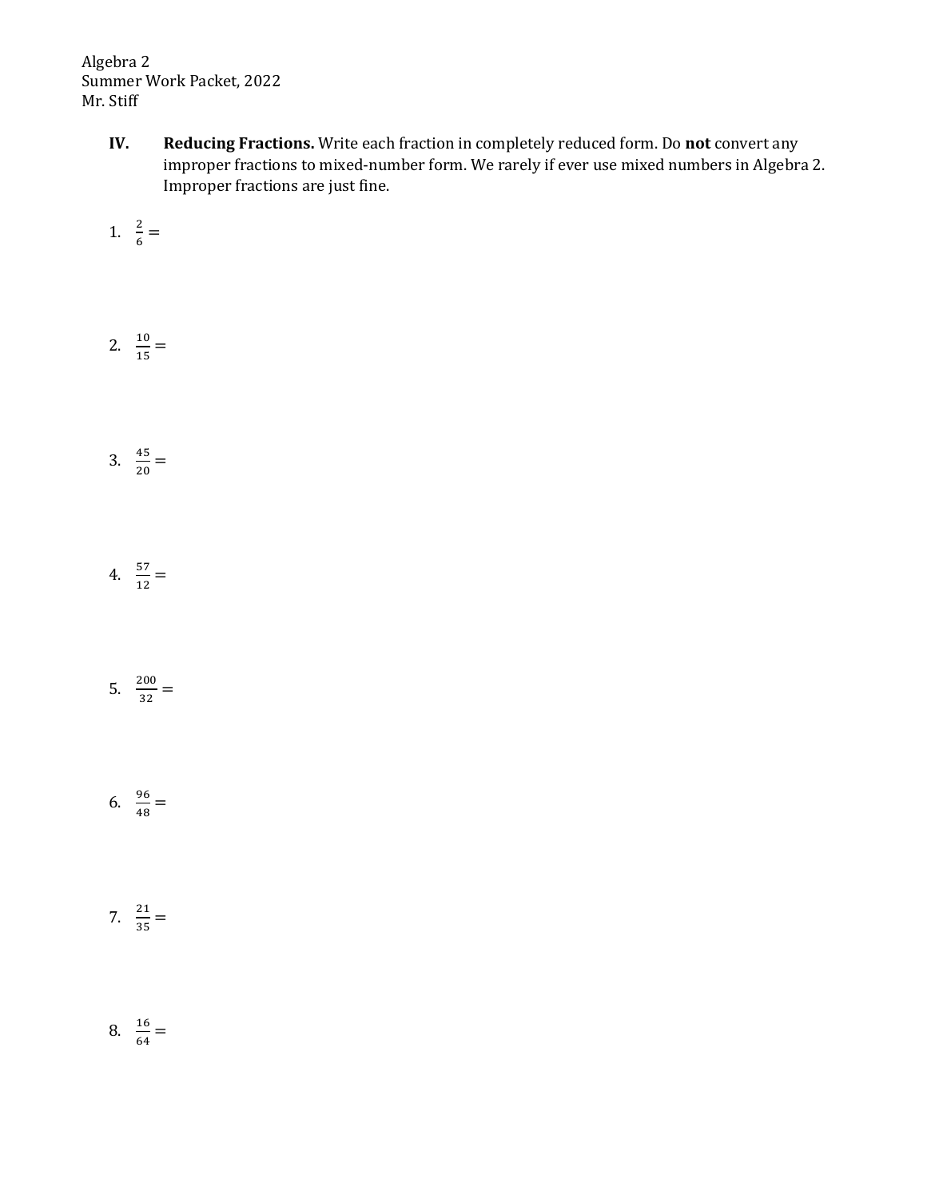Algebra 2
Summer Work Packet, 2022
Mr. Stiff

**IV. Reducing Fractions.** Write each fraction in completely reduced form. Do **not** convert any improper fractions to mixed-number form. We rarely if ever use mixed numbers in Algebra 2. Improper fractions are just fine.

1. $\frac{2}{6} =$

2. $\frac{10}{15} =$

3. $\frac{45}{20} =$

4. $\frac{57}{12} =$

5. $\frac{200}{32} =$

6. $\frac{96}{48} =$

7. $\frac{21}{35} =$

8. $\frac{16}{64} =$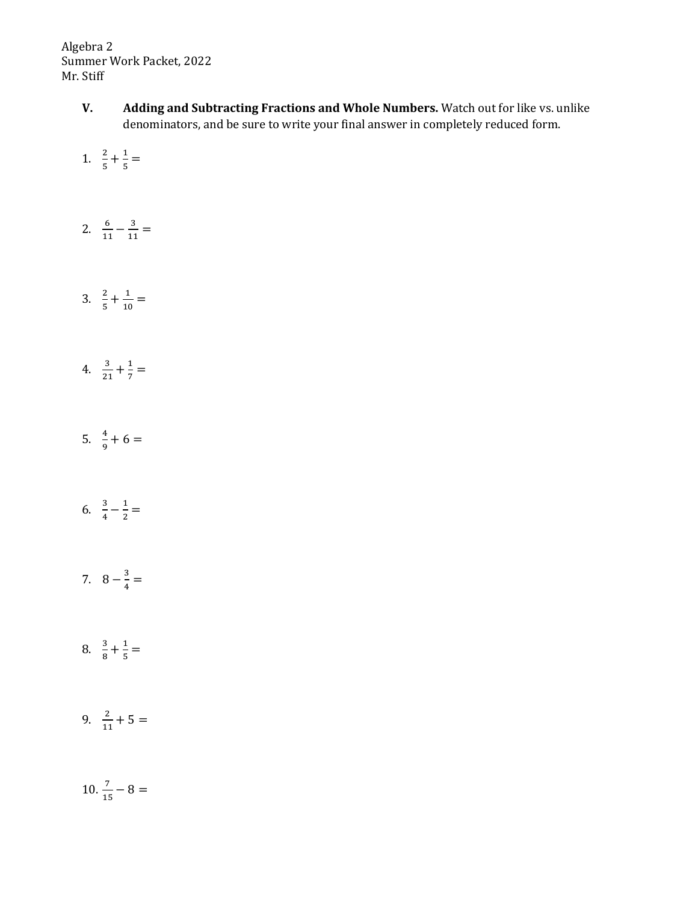Algebra 2
Summer Work Packet, 2022
Mr. Stiff

**V. Adding and Subtracting Fractions and Whole Numbers.** Watch out for like vs. unlike denominators, and be sure to write your final answer in completely reduced form.

1. $\frac{2}{5} + \frac{1}{5} =$

2. $\frac{6}{11} - \frac{3}{11} =$

3. $\frac{2}{5} + \frac{1}{10} =$

4. $\frac{3}{21} + \frac{1}{7} =$

5. $\frac{4}{9} + 6 =$

6. $\frac{3}{4} - \frac{1}{2} =$

7. $8 - \frac{3}{4} =$

8. $\frac{3}{8} + \frac{1}{5} =$

9. $\frac{2}{11} + 5 =$

10. $\frac{7}{15} - 8 =$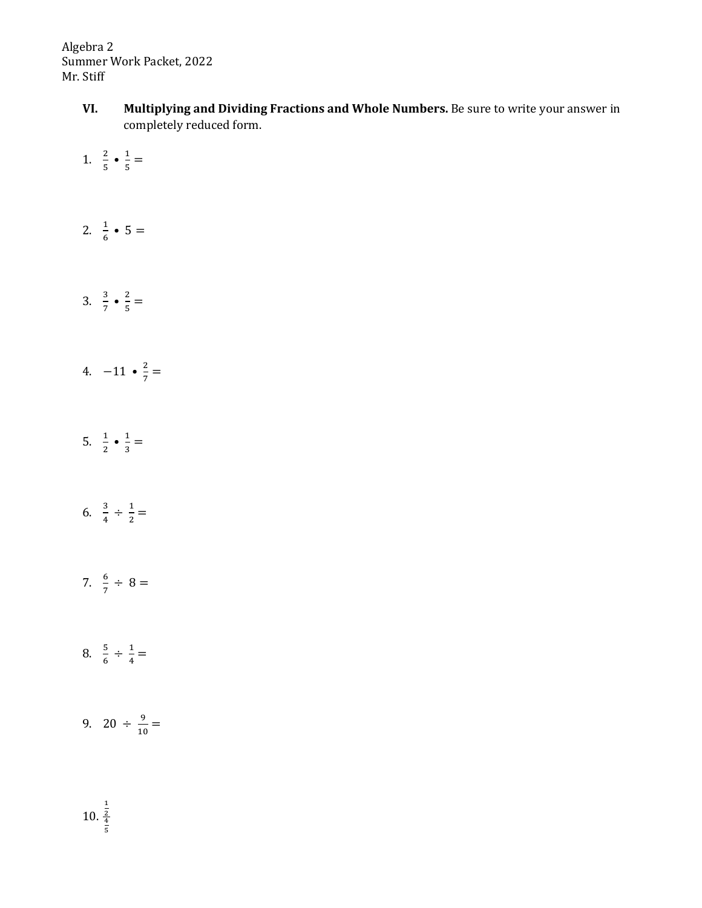Algebra 2
Summer Work Packet, 2022
Mr. Stiff

**VI. Multiplying and Dividing Fractions and Whole Numbers.** Be sure to write your answer in completely reduced form.

1. $\frac{2}{5} \bullet \frac{1}{5} =$

2. $\frac{1}{6} \bullet 5 =$

3. $\frac{3}{7} \bullet \frac{2}{5} =$

4. $-11 \bullet \frac{2}{7} =$

5. $\frac{1}{2} \bullet \frac{1}{3} =$

6. $\frac{3}{4} \div \frac{1}{2} =$

7. $\frac{6}{7} \div 8 =$

8. $\frac{5}{6} \div \frac{1}{4} =$

9. $20 \div \frac{9}{10} =$

10. $\frac{\frac{1}{2}}{\frac{4}{5}}$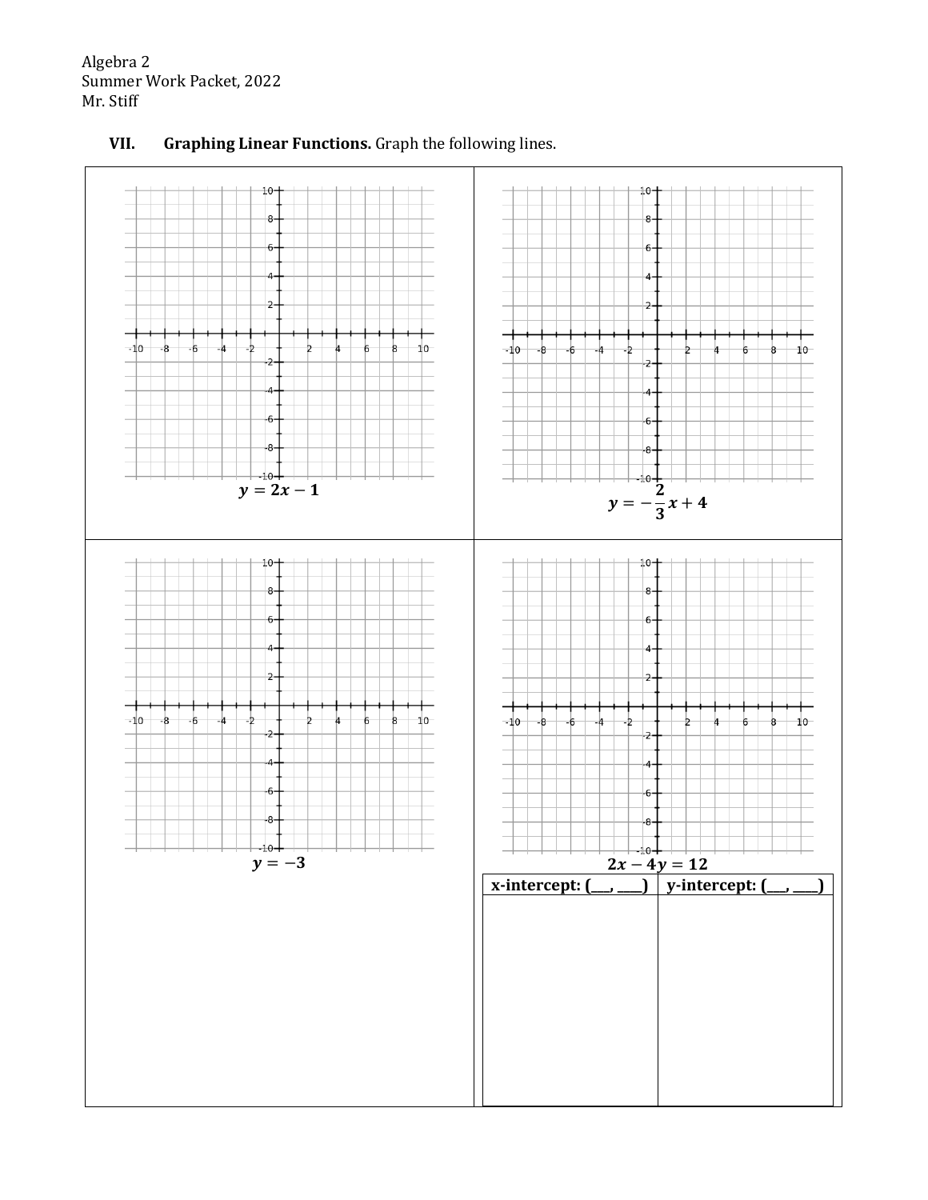### VII. Graphing Linear Functions. Graph the following lines.

10
8
6
4
2
-10 -8 -6 -4 -2 2 4 6 8 10
-2
-4
-6
-8
-10

$y = 2x - 1$

10
8
6
4
2
-10 -8 -6 -4 -2 2 4 6 8 10
-2
-4
-6
-8
-10

$y = -\frac{2}{3}x + 4$

10
8
6
4
2
-10 -8 -6 -4 -2 2 4 6 8 10
-2
-4
-6
-8
-10

$y = -3$

10
8
6
4
2
-10 -8 -6 -4 -2 2 4 6 8 10
-2
-4
-6
-8
-10

$2x - 4y = 12$

| x-intercept: (___, ___) | y-intercept: (___, ___) |
|---|---|
| | |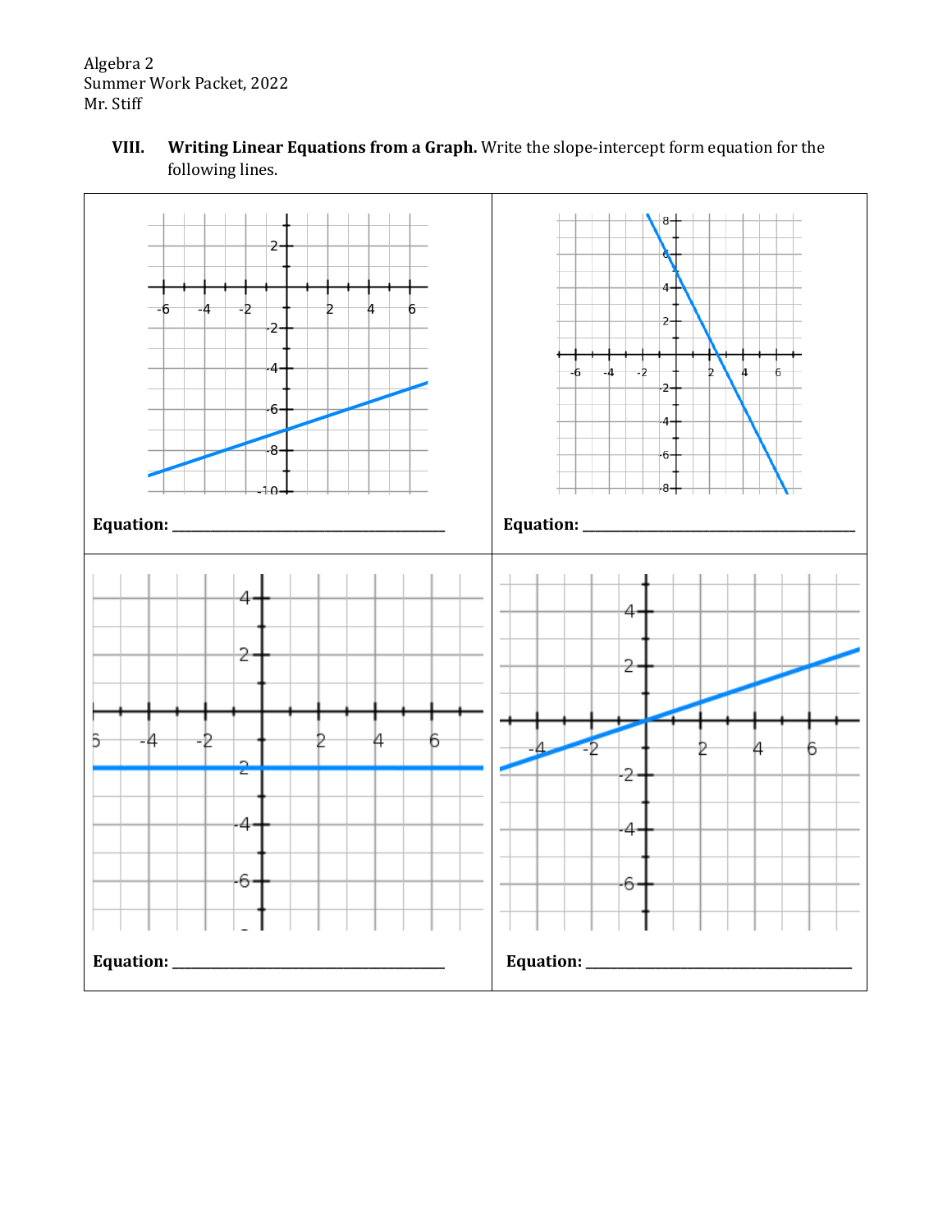## VIII. **Writing Linear Equations from a Graph.** Write the slope-intercept form equation for the following lines.

2
-6 -4 -2 2 4 6
-2
-4
-6
-8
-10

**Equation:** \_\_\_\_\_\_\_\_\_\_\_\_\_\_\_\_\_\_\_\_\_\_\_\_\_\_\_\_\_\_\_\_\_\_\_\_\_\_\_\_

8
6
4
2
-6 -4 -2 2 4 6
-2
-4
-6
-8

**Equation:** \_\_\_\_\_\_\_\_\_\_\_\_\_\_\_\_\_\_\_\_\_\_\_\_\_\_\_\_\_\_\_\_\_\_\_\_\_\_\_\_

4
2
-6 -4 -2 2 4 6
-2
-4
-6

**Equation:** \_\_\_\_\_\_\_\_\_\_\_\_\_\_\_\_\_\_\_\_\_\_\_\_\_\_\_\_\_\_\_\_\_\_\_\_\_\_\_\_

4
2
-4 -2 2 4 6
-2
-4
-6

**Equation:** \_\_\_\_\_\_\_\_\_\_\_\_\_\_\_\_\_\_\_\_\_\_\_\_\_\_\_\_\_\_\_\_\_\_\_\_\_\_\_\_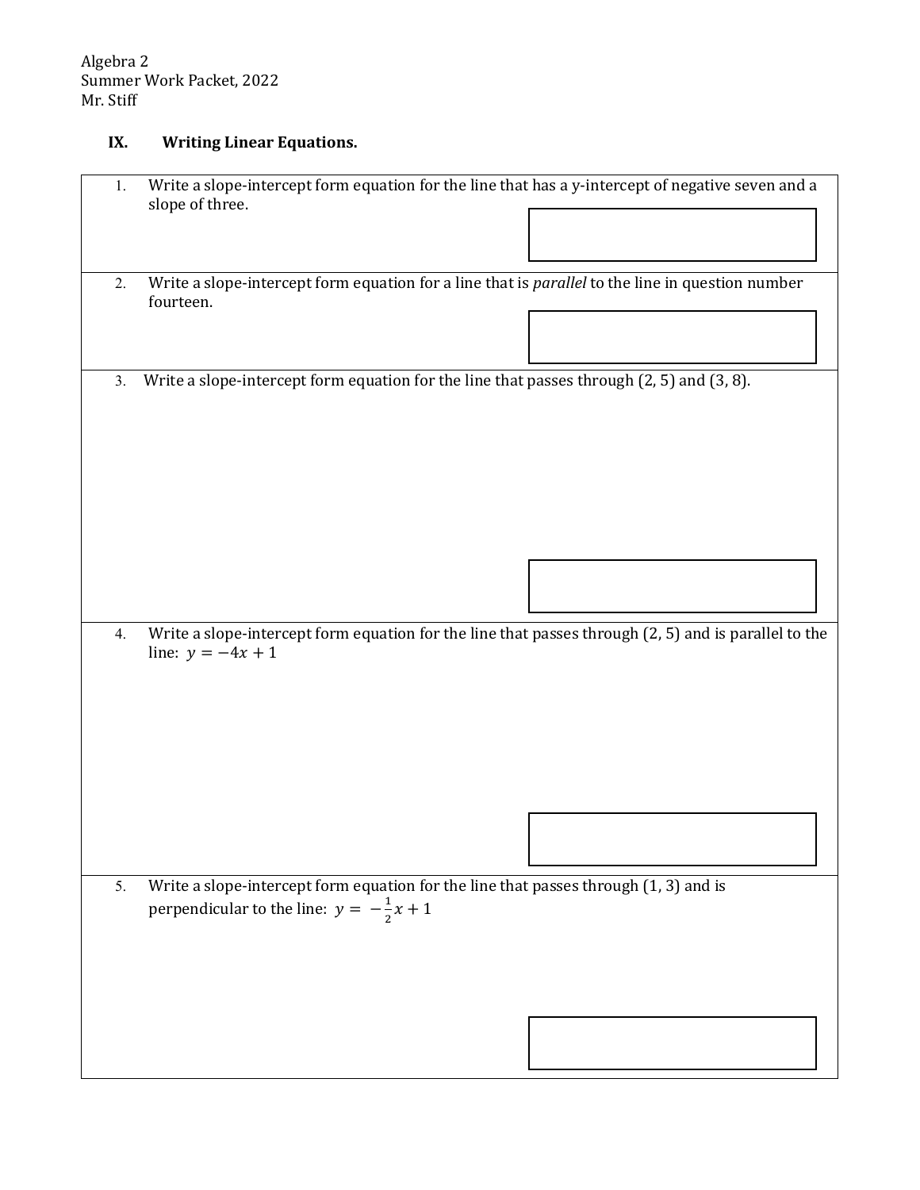Algebra 2
Summer Work Packet, 2022
Mr. Stiff

## IX. Writing Linear Equations.

1. Write a slope-intercept form equation for the line that has a y-intercept of negative seven and a slope of three.

2. Write a slope-intercept form equation for a line that is *parallel* to the line in question number fourteen.

3. Write a slope-intercept form equation for the line that passes through (2, 5) and (3, 8).

4. Write a slope-intercept form equation for the line that passes through (2, 5) and is parallel to the line: $y = -4x + 1$

5. Write a slope-intercept form equation for the line that passes through (1, 3) and is perpendicular to the line: $y = -\frac{1}{2}x + 1$